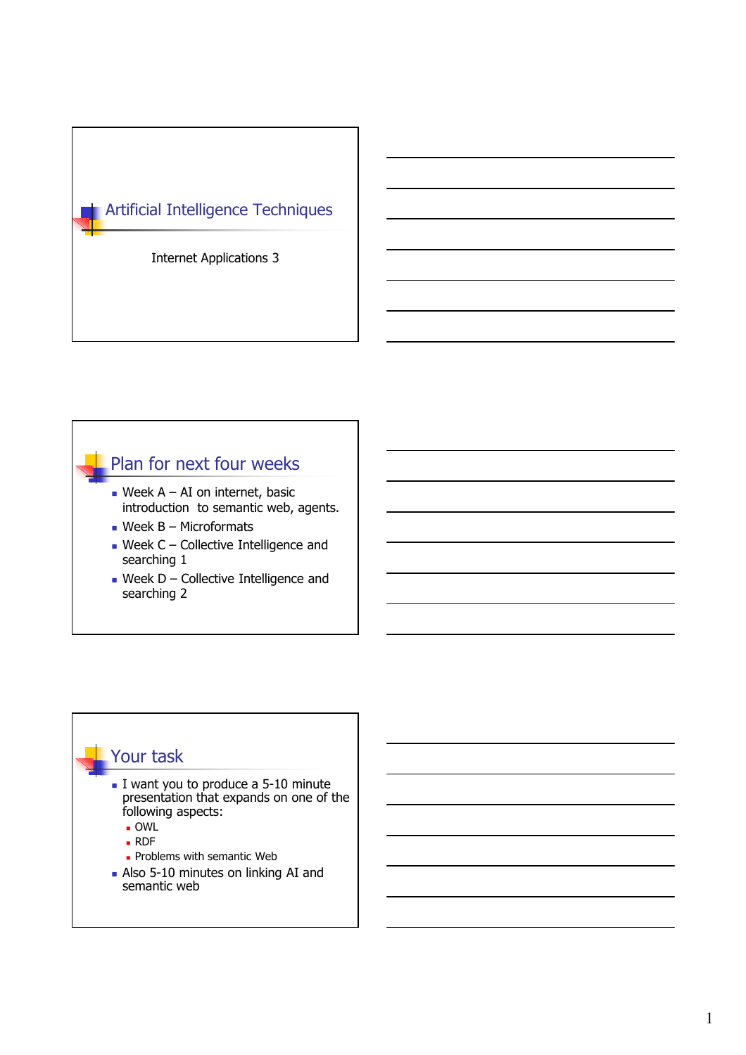# Artificial Intelligence Techniques

Internet Applications 3

## Plan for next four weeks

- Week A – AI on internet, basic introduction to semantic web, agents.
- Week B – Microformats
- Week C – Collective Intelligence and searching 1
- Week D – Collective Intelligence and searching 2

## Your task

- I want you to produce a 5-10 minute presentation that expands on one of the following aspects:
  - OWL
  - RDF
  - Problems with semantic Web
- Also 5-10 minutes on linking AI and semantic web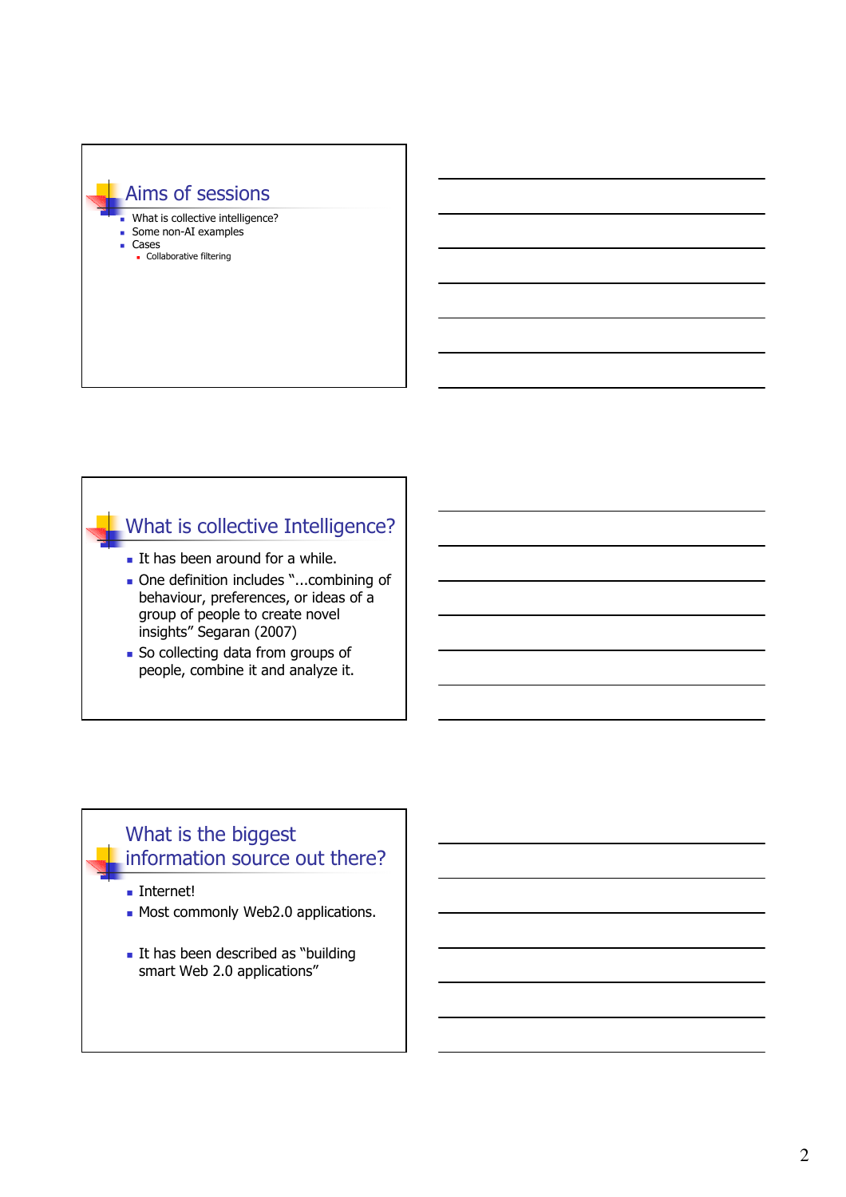## Aims of sessions

- What is collective intelligence?
- Some non-AI examples
- Cases
  - Collaborative filtering

## What is collective Intelligence?

- It has been around for a while.
- One definition includes "...combining of behaviour, preferences, or ideas of a group of people to create novel insights" Segaran (2007)
- So collecting data from groups of people, combine it and analyze it.

## What is the biggest information source out there?

- Internet!
- Most commonly Web2.0 applications.
- It has been described as "building smart Web 2.0 applications"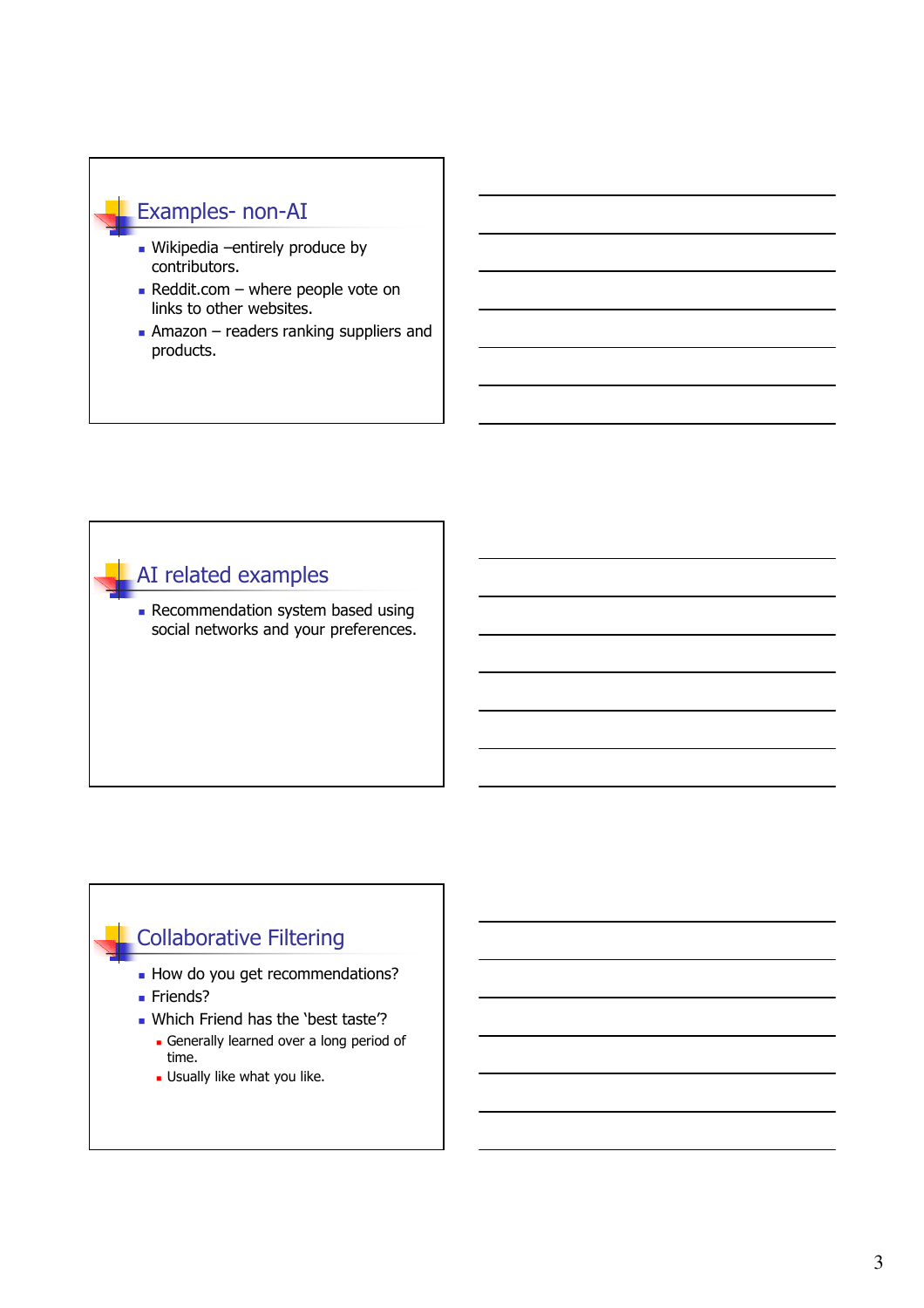## Examples- non-AI

- Wikipedia –entirely produce by contributors.
- Reddit.com – where people vote on links to other websites.
- Amazon – readers ranking suppliers and products.

## AI related examples

- Recommendation system based using social networks and your preferences.

## Collaborative Filtering

- How do you get recommendations?
- Friends?
- Which Friend has the 'best taste'?
  - Generally learned over a long period of time.
  - Usually like what you like.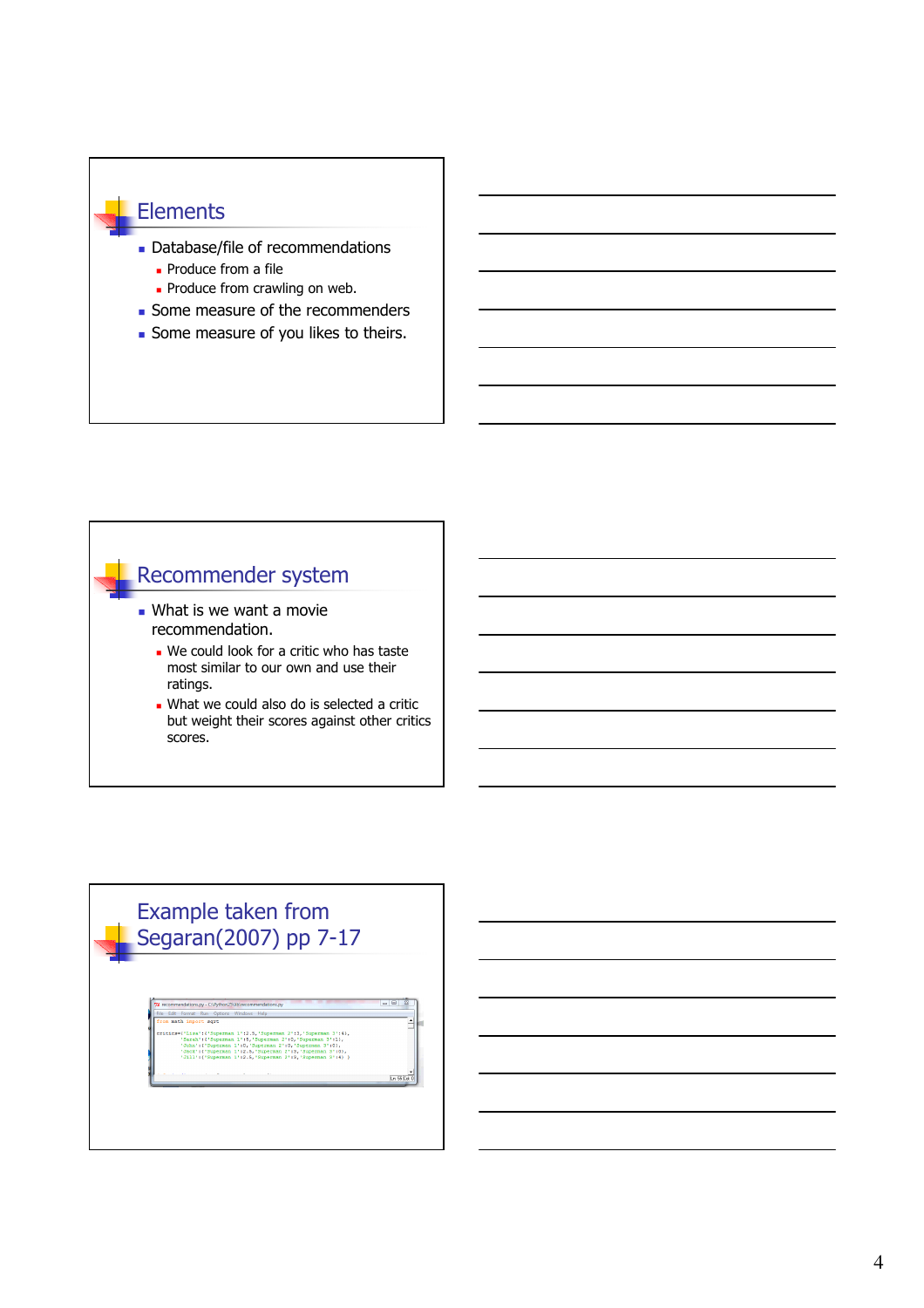## Elements

- Database/file of recommendations
  - Produce from a file
  - Produce from crawling on web.
- Some measure of the recommenders
- Some measure of you likes to theirs.

## Recommender system

- What is we want a movie recommendation.
  - We could look for a critic who has taste most similar to our own and use their ratings.
  - What we could also do is selected a critic but weight their scores against other critics scores.

## Example taken from Segaran(2007) pp 7-17

```
from math import sqrt

critics={'Lisa':{'Superman 1':2.5,'Superman 2':3,'Superman 3':4},
        'Sarah':{'Superman 1':5,'Superman 2':2,'Superman 3':1},
        'John':{'Superman 1':0,'Superman 2':0,'Superman 3':0},
        'Jack':{'Superman 1':2.5,'Superman 2':2,'Superman 3':0},
        'Jill':{'Superman 1':2.4,'Superman 2':2,'Superman 3':4} }
```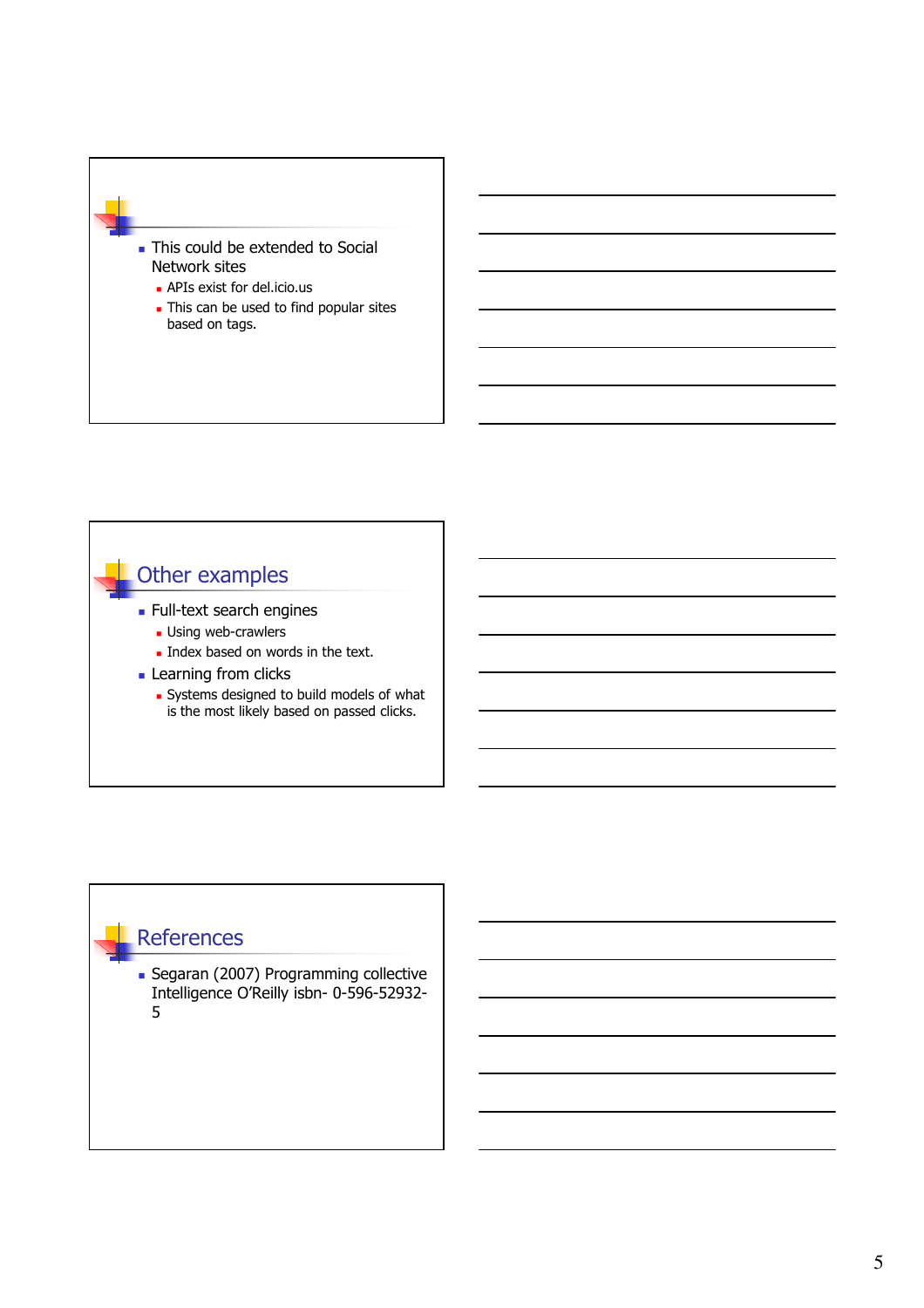- This could be extended to Social Network sites
  - APIs exist for del.icio.us
  - This can be used to find popular sites based on tags.

## Other examples

- Full-text search engines
  - Using web-crawlers
  - Index based on words in the text.
- Learning from clicks
  - Systems designed to build models of what is the most likely based on passed clicks.

## References

- Segaran (2007) Programming collective Intelligence O'Reilly isbn- 0-596-52932-5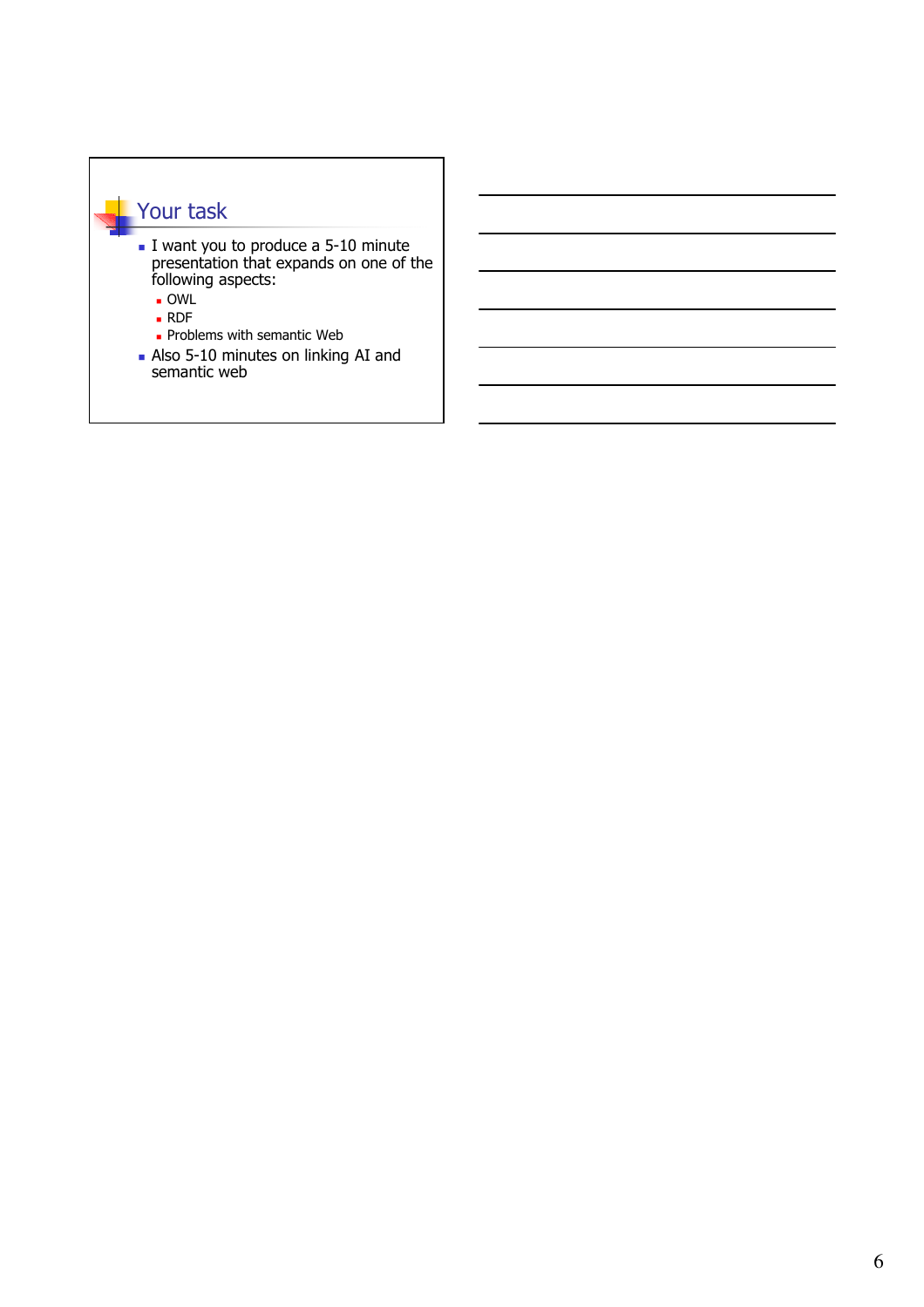## Your task

- I want you to produce a 5-10 minute presentation that expands on one of the following aspects:
  - OWL
  - RDF
  - Problems with semantic Web
- Also 5-10 minutes on linking AI and semantic web